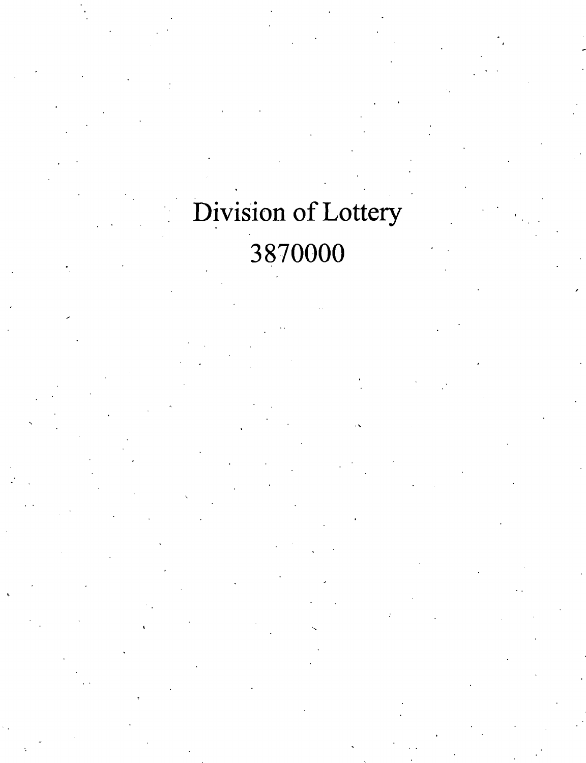# Division of Lottery

# 3870000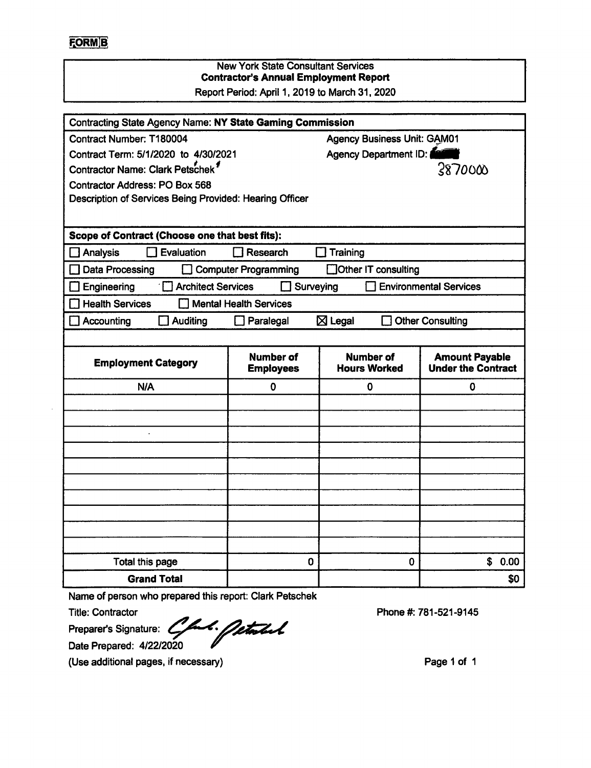**FORM B**

**New York State Consultant Services**
**Contractor's Annual Employment Report**
Report Period: April 1, 2019 to March 31, 2020

Contracting State Agency Name: **NY State Gaming Commission**

Contract Number: T180004 | Agency Business Unit: GAM01

Contract Term: 5/1/2020 to 4/30/2021 | Agency Department ID: 3870000

Contractor Name: Clark Petschek

Contractor Address: PO Box 568

Description of Services Being Provided: Hearing Officer

**Scope of Contract (Choose one that best fits):**

- ☐ Analysis ☐ Evaluation ☐ Research ☐ Training
- ☐ Data Processing ☐ Computer Programming ☐ Other IT consulting
- ☐ Engineering ☐ Architect Services ☐ Surveying ☐ Environmental Services
- ☐ Health Services ☐ Mental Health Services
- ☐ Accounting ☐ Auditing ☐ Paralegal ☒ Legal ☐ Other Consulting

| Employment Category | Number of Employees | Number of Hours Worked | Amount Payable Under the Contract |
|---|---|---|---|
| N/A | 0 | 0 | 0 |
| | | | |
| | | | |
| | | | |
| | | | |
| | | | |
| | | | |
| | | | |
| | | | |
| | | | |
| | | | |
| Total this page | 0 | 0 | $ 0.00 |
| **Grand Total** | | | $0 |

Name of person who prepared this report: Clark Petschek

Title: Contractor | Phone #: 781-521-9145

Preparer's Signature: Clark Petschek

Date Prepared: 4/22/2020

(Use additional pages, if necessary)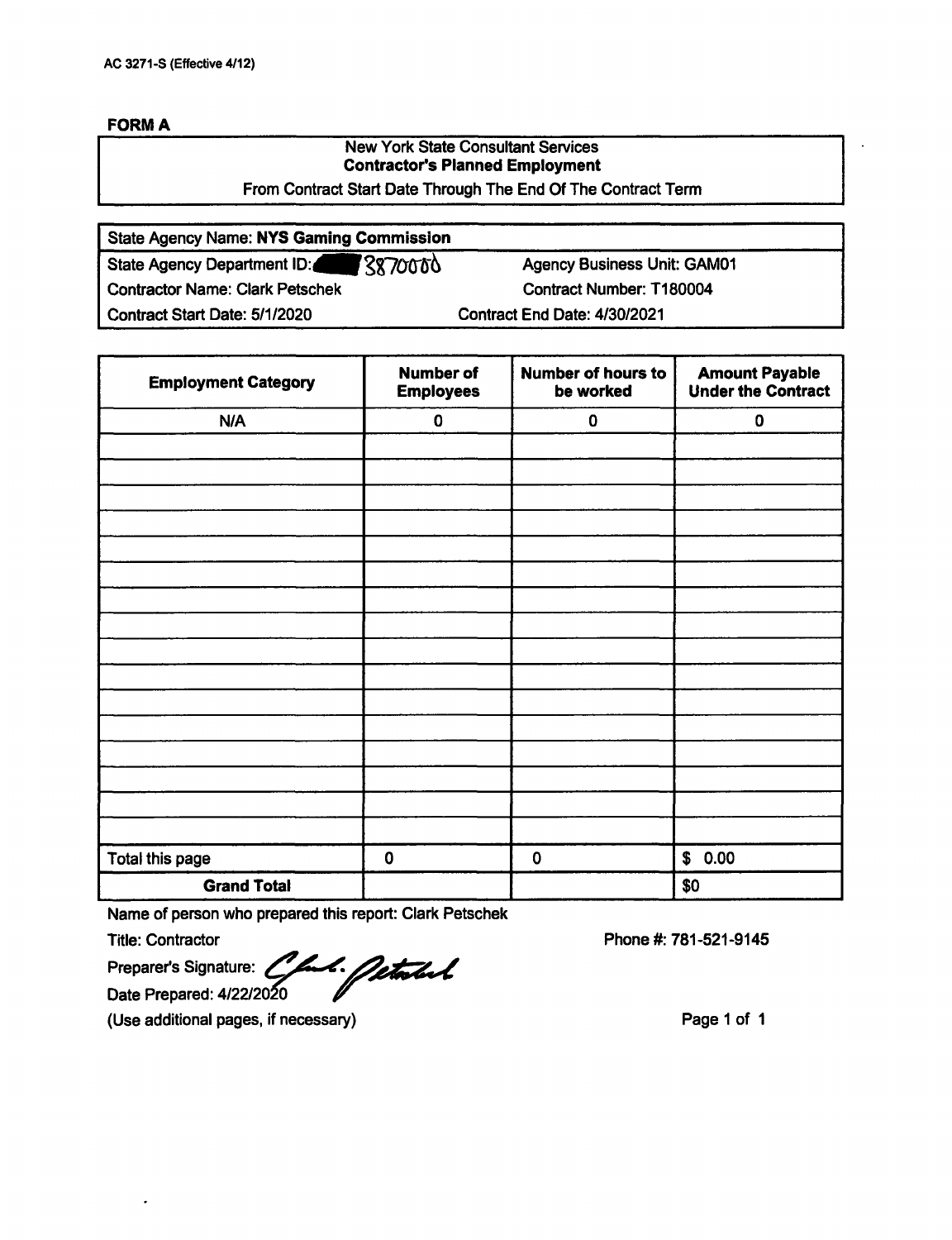AC 3271-S (Effective 4/12)

**FORM A**

| New York State Consultant Services |
|---|
| **Contractor's Planned Employment** |
| From Contract Start Date Through The End Of The Contract Term |

| | |
|---|---|
| State Agency Name: **NYS Gaming Commission** | |
| State Agency Department ID: 3870000 | Agency Business Unit: GAM01 |
| Contractor Name: Clark Petschek | Contract Number: T180004 |
| Contract Start Date: 5/1/2020 | Contract End Date: 4/30/2021 |

| Employment Category | Number of Employees | Number of hours to be worked | Amount Payable Under the Contract |
|---|---|---|---|
| N/A | 0 | 0 | 0 |
| | | | |
| | | | |
| | | | |
| | | | |
| | | | |
| | | | |
| | | | |
| | | | |
| | | | |
| | | | |
| | | | |
| | | | |
| | | | |
| | | | |
| | | | |
| | | | |
| Total this page | 0 | 0 | $ 0.00 |
| **Grand Total** | | | $0 |

Name of person who prepared this report: Clark Petschek

Title: Contractor

Phone #: 781-521-9145

Preparer's Signature: *C. Petschek*

Date Prepared: 4/22/2020

(Use additional pages, if necessary)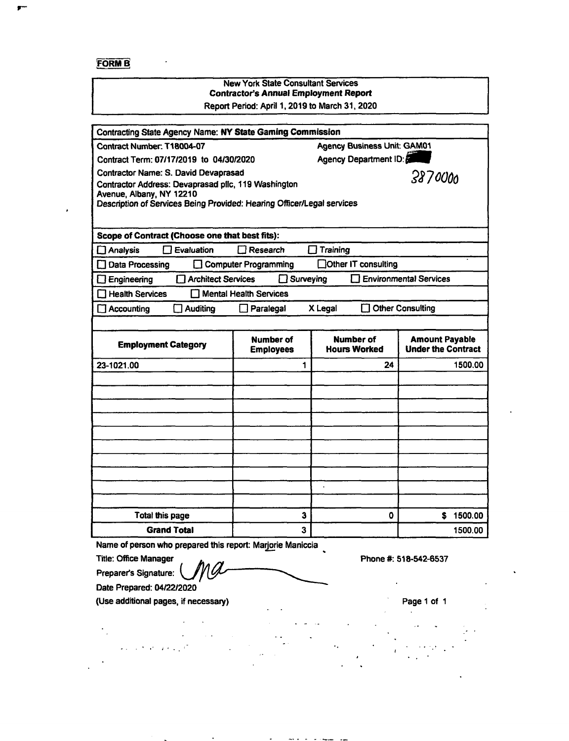**FORM B**

New York State Consultant Services
**Contractor's Annual Employment Report**
Report Period: April 1, 2019 to March 31, 2020

Contracting State Agency Name: **NY State Gaming Commission**

Contract Number: T18004-07 — Agency Business Unit: GAM01

Contract Term: 07/17/2019 to 04/30/2020 — Agency Department ID: 3870000

Contractor Name: S. David Devaprasad

Contractor Address: Devaprasad pllc, 119 Washington Avenue, Albany, NY 12210

Description of Services Being Provided: Hearing Officer/Legal services

**Scope of Contract (Choose one that best fits):**

☐ Analysis ☐ Evaluation ☐ Research ☐ Training

☐ Data Processing ☐ Computer Programming ☐ Other IT consulting

☐ Engineering ☐ Architect Services ☐ Surveying ☐ Environmental Services

☐ Health Services ☐ Mental Health Services

☐ Accounting ☐ Auditing ☐ Paralegal X Legal ☐ Other Consulting

| Employment Category | Number of Employees | Number of Hours Worked | Amount Payable Under the Contract |
|---|---|---|---|
| 23-1021.00 | 1 | 24 | 1500.00 |
| | | | |
| | | | |
| | | | |
| | | | |
| | | | |
| | | | |
| | | | |
| | | | |
| | | | |
| | | | |
| Total this page | 3 | 0 | $ 1500.00 |
| **Grand Total** | 3 | | 1500.00 |

Name of person who prepared this report: Marjorie Maniccia

Title: Office Manager — Phone #: 518-542-6537

Preparer's Signature: *(signature)*

Date Prepared: 04/22/2020

(Use additional pages, if necessary)